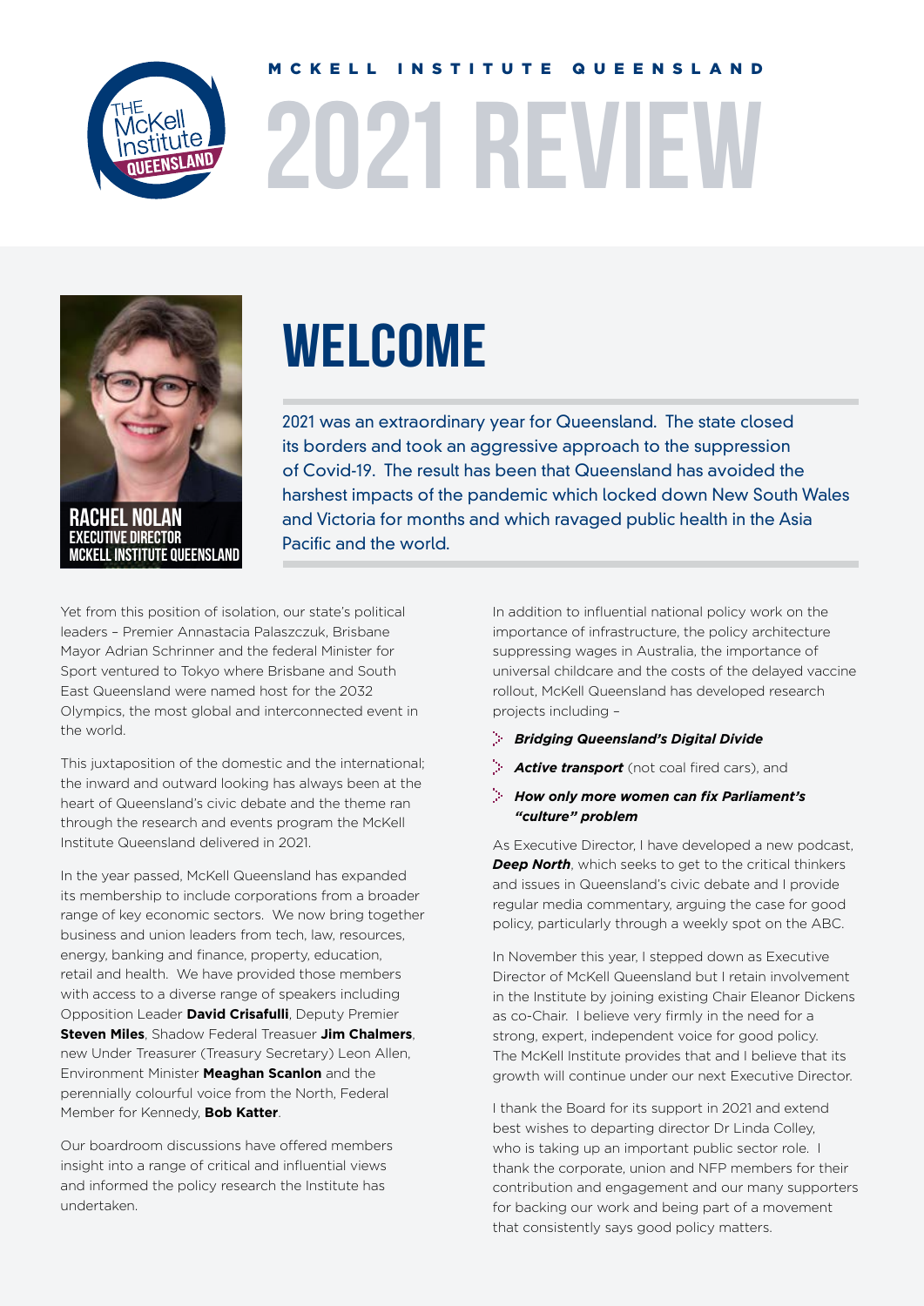MCKELL INSTITUTE QUEENSLAND

# 2021 REVIEW

RACHEL NOLAN
EXECUTIVE DIRECTOR
MCKELL INSTITUTE QUEENSLAND

## WELCOME

2021 was an extraordinary year for Queensland. The state closed its borders and took an aggressive approach to the suppression of Covid-19. The result has been that Queensland has avoided the harshest impacts of the pandemic which locked down New South Wales and Victoria for months and which ravaged public health in the Asia Pacific and the world.

Yet from this position of isolation, our state's political leaders – Premier Annastacia Palaszczuk, Brisbane Mayor Adrian Schrinner and the federal Minister for Sport ventured to Tokyo where Brisbane and South East Queensland were named host for the 2032 Olympics, the most global and interconnected event in the world.

This juxtaposition of the domestic and the international; the inward and outward looking has always been at the heart of Queensland's civic debate and the theme ran through the research and events program the McKell Institute Queensland delivered in 2021.

In the year passed, McKell Queensland has expanded its membership to include corporations from a broader range of key economic sectors. We now bring together business and union leaders from tech, law, resources, energy, banking and finance, property, education, retail and health. We have provided those members with access to a diverse range of speakers including Opposition Leader **David Crisafulli**, Deputy Premier **Steven Miles**, Shadow Federal Treasurer **Jim Chalmers**, new Under Treasurer (Treasury Secretary) Leon Allen, Environment Minister **Meaghan Scanlon** and the perennially colourful voice from the North, Federal Member for Kennedy, **Bob Katter**.

Our boardroom discussions have offered members insight into a range of critical and influential views and informed the policy research the Institute has undertaken.

In addition to influential national policy work on the importance of infrastructure, the policy architecture suppressing wages in Australia, the importance of universal childcare and the costs of the delayed vaccine rollout, McKell Queensland has developed research projects including –

- ***Bridging Queensland's Digital Divide***
- ***Active transport*** (not coal fired cars), and
- ***How only more women can fix Parliament's "culture" problem***

As Executive Director, I have developed a new podcast, ***Deep North***, which seeks to get to the critical thinkers and issues in Queensland's civic debate and I provide regular media commentary, arguing the case for good policy, particularly through a weekly spot on the ABC.

In November this year, I stepped down as Executive Director of McKell Queensland but I retain involvement in the Institute by joining existing Chair Eleanor Dickens as co-Chair. I believe very firmly in the need for a strong, expert, independent voice for good policy. The McKell Institute provides that and I believe that its growth will continue under our next Executive Director.

I thank the Board for its support in 2021 and extend best wishes to departing director Dr Linda Colley, who is taking up an important public sector role. I thank the corporate, union and NFP members for their contribution and engagement and our many supporters for backing our work and being part of a movement that consistently says good policy matters.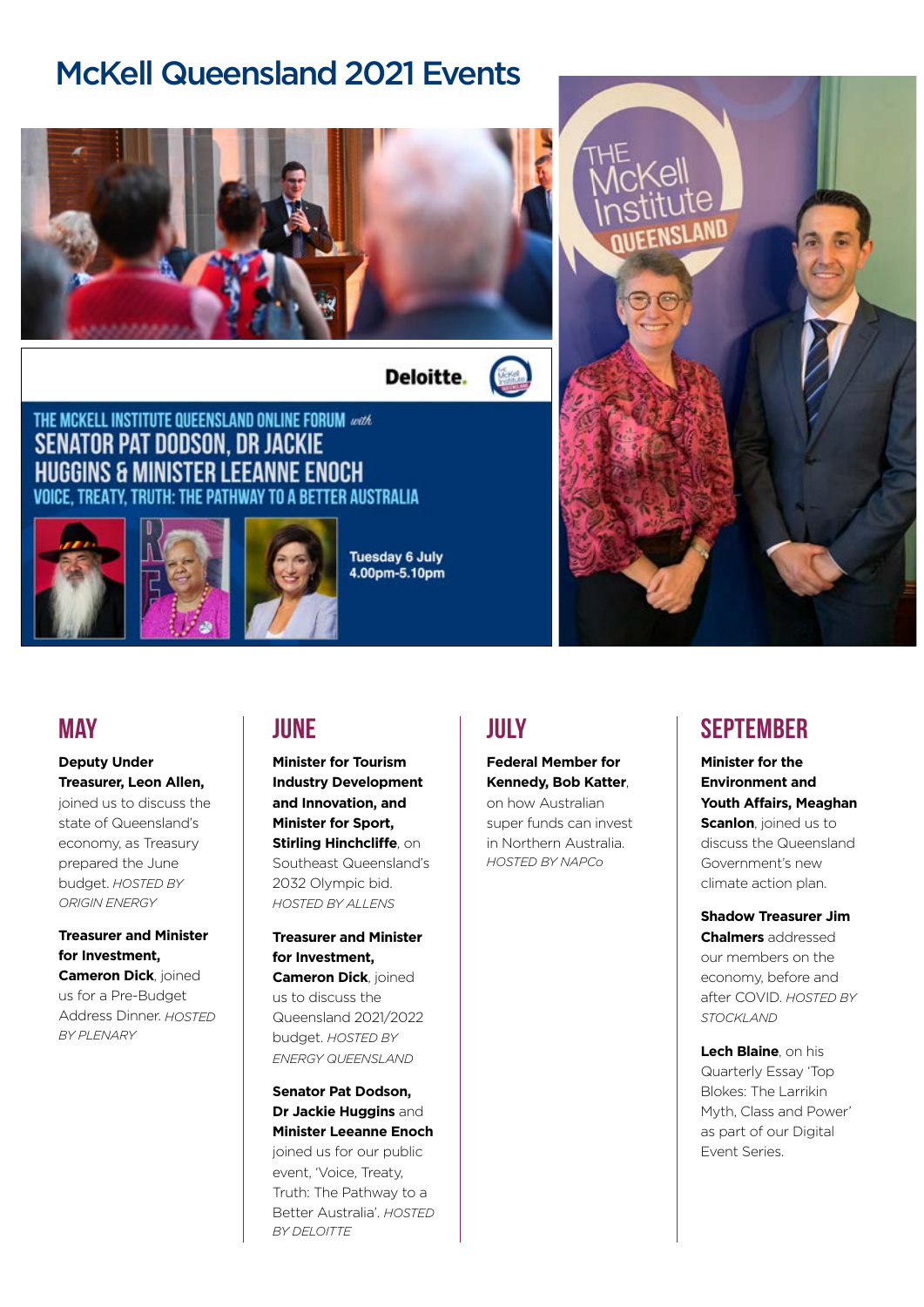# McKell Queensland 2021 Events

THE MCKELL INSTITUTE QUEENSLAND ONLINE FORUM *with*
SENATOR PAT DODSON, DR JACKIE HUGGINS & MINISTER LEEANNE ENOCH
VOICE, TREATY, TRUTH: THE PATHWAY TO A BETTER AUSTRALIA

Tuesday 6 July
4.00pm-5.10pm

## MAY

**Deputy Under Treasurer, Leon Allen,** joined us to discuss the state of Queensland's economy, as Treasury prepared the June budget. *HOSTED BY ORIGIN ENERGY*

**Treasurer and Minister for Investment, Cameron Dick**, joined us for a Pre-Budget Address Dinner. *HOSTED BY PLENARY*

## JUNE

**Minister for Tourism Industry Development and Innovation, and Minister for Sport, Stirling Hinchcliffe**, on Southeast Queensland's 2032 Olympic bid. *HOSTED BY ALLENS*

**Treasurer and Minister for Investment, Cameron Dick**, joined us to discuss the Queensland 2021/2022 budget. *HOSTED BY ENERGY QUEENSLAND*

**Senator Pat Dodson, Dr Jackie Huggins** and **Minister Leeanne Enoch** joined us for our public event, 'Voice, Treaty, Truth: The Pathway to a Better Australia'. *HOSTED BY DELOITTE*

## JULY

**Federal Member for Kennedy, Bob Katter**, on how Australian super funds can invest in Northern Australia. *HOSTED BY NAPCo*

## SEPTEMBER

**Minister for the Environment and Youth Affairs, Meaghan Scanlon**, joined us to discuss the Queensland Government's new climate action plan.

**Shadow Treasurer Jim Chalmers** addressed our members on the economy, before and after COVID. *HOSTED BY STOCKLAND*

**Lech Blaine**, on his Quarterly Essay 'Top Blokes: The Larrikin Myth, Class and Power' as part of our Digital Event Series.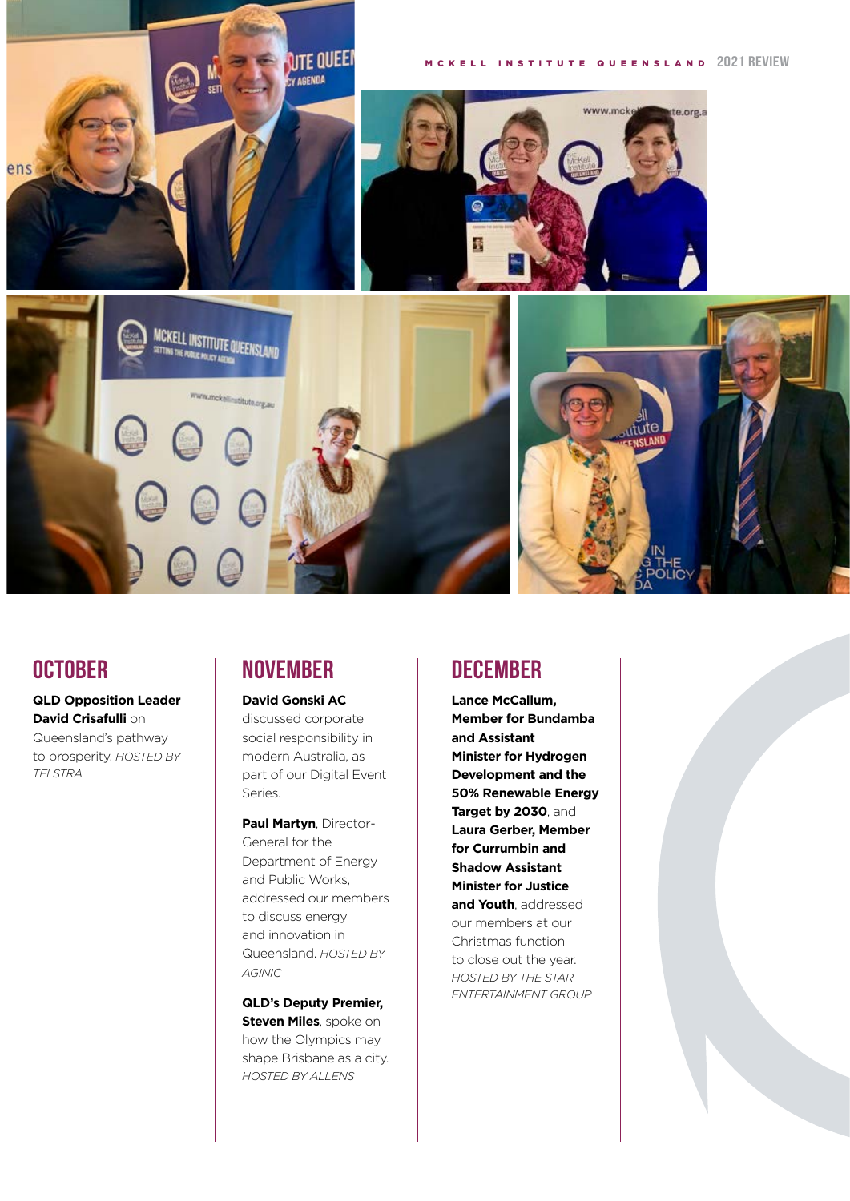## OCTOBER

**QLD Opposition Leader David Crisafulli** on Queensland's pathway to prosperity. *HOSTED BY TELSTRA*

## NOVEMBER

**David Gonski AC** discussed corporate social responsibility in modern Australia, as part of our Digital Event Series.

**Paul Martyn**, Director-General for the Department of Energy and Public Works, addressed our members to discuss energy and innovation in Queensland. *HOSTED BY AGINIC*

**QLD's Deputy Premier, Steven Miles**, spoke on how the Olympics may shape Brisbane as a city. *HOSTED BY ALLENS*

## DECEMBER

**Lance McCallum, Member for Bundamba and Assistant Minister for Hydrogen Development and the 50% Renewable Energy Target by 2030**, and **Laura Gerber, Member for Currumbin and Shadow Assistant Minister for Justice and Youth**, addressed our members at our Christmas function to close out the year. *HOSTED BY THE STAR ENTERTAINMENT GROUP*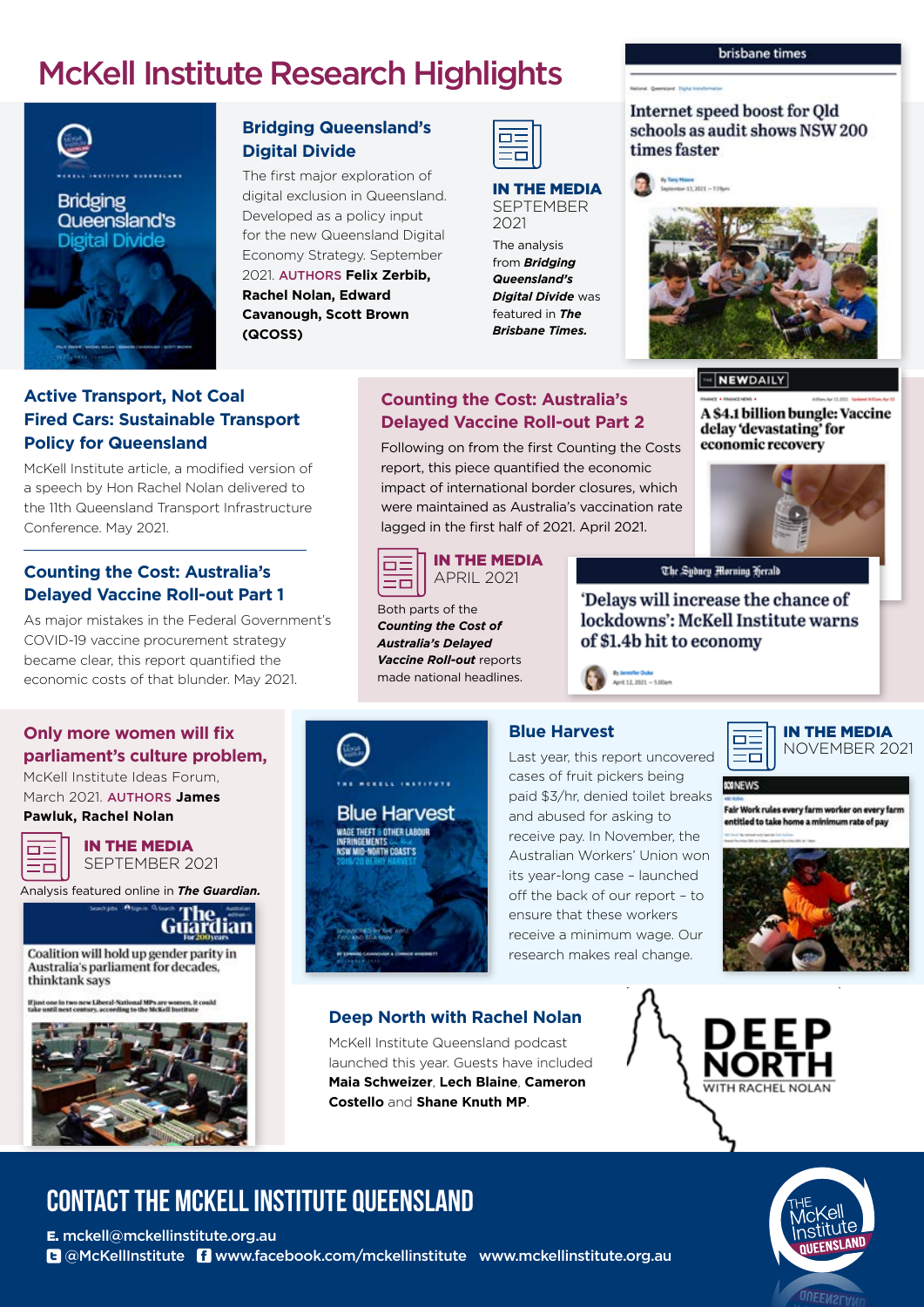# McKell Institute Research Highlights

## Bridging Queensland's Digital Divide

The first major exploration of digital exclusion in Queensland. Developed as a policy input for the new Queensland Digital Economy Strategy. September 2021. AUTHORS **Felix Zerbib, Rachel Nolan, Edward Cavanough, Scott Brown (QCOSS)**

**IN THE MEDIA**
SEPTEMBER 2021

The analysis from ***Bridging Queensland's Digital Divide*** was featured in ***The Brisbane Times.***

brisbane times

Internet speed boost for Qld schools as audit shows NSW 200 times faster

## Active Transport, Not Coal Fired Cars: Sustainable Transport Policy for Queensland

McKell Institute article, a modified version of a speech by Hon Rachel Nolan delivered to the 11th Queensland Transport Infrastructure Conference. May 2021.

## Counting the Cost: Australia's Delayed Vaccine Roll-out Part 1

As major mistakes in the Federal Government's COVID-19 vaccine procurement strategy became clear, this report quantified the economic costs of that blunder. May 2021.

## Counting the Cost: Australia's Delayed Vaccine Roll-out Part 2

Following on from the first Counting the Costs report, this piece quantified the economic impact of international border closures, which were maintained as Australia's vaccination rate lagged in the first half of 2021. April 2021.

NEWDAILY

A $4.1 billion bungle: Vaccine delay 'devastating' for economic recovery

**IN THE MEDIA**
APRIL 2021

Both parts of the ***Counting the Cost of Australia's Delayed Vaccine Roll-out*** reports made national headlines.

The Sydney Morning Herald

'Delays will increase the chance of lockdowns': McKell Institute warns of $1.4b hit to economy

## Only more women will fix parliament's culture problem,

McKell Institute Ideas Forum, March 2021. AUTHORS **James Pawluk, Rachel Nolan**

**IN THE MEDIA**
SEPTEMBER 2021

Analysis featured online in ***The Guardian.***

The Guardian

Coalition will hold up gender parity in Australia's parliament for decades, thinktank says

## Blue Harvest

Last year, this report uncovered cases of fruit pickers being paid $3/hr, denied toilet breaks and abused for asking to receive pay. In November, the Australian Workers' Union won its year-long case – launched off the back of our report – to ensure that these workers receive a minimum wage. Our research makes real change.

**IN THE MEDIA**
NOVEMBER 2021

ABC NEWS

Fair Work rules every farm worker on every farm entitled to take home a minimum rate of pay

## Deep North with Rachel Nolan

McKell Institute Queensland podcast launched this year. Guests have included **Maia Schweizer**, **Lech Blaine**, **Cameron Costello** and **Shane Knuth MP**.

DEEP NORTH
WITH RACHEL NOLAN

## CONTACT THE MCKELL INSTITUTE QUEENSLAND

**E.** mckell@mckellinstitute.org.au
@McKellInstitute www.facebook.com/mckellinstitute www.mckellinstitute.org.au

The McKell Institute QUEENSLAND